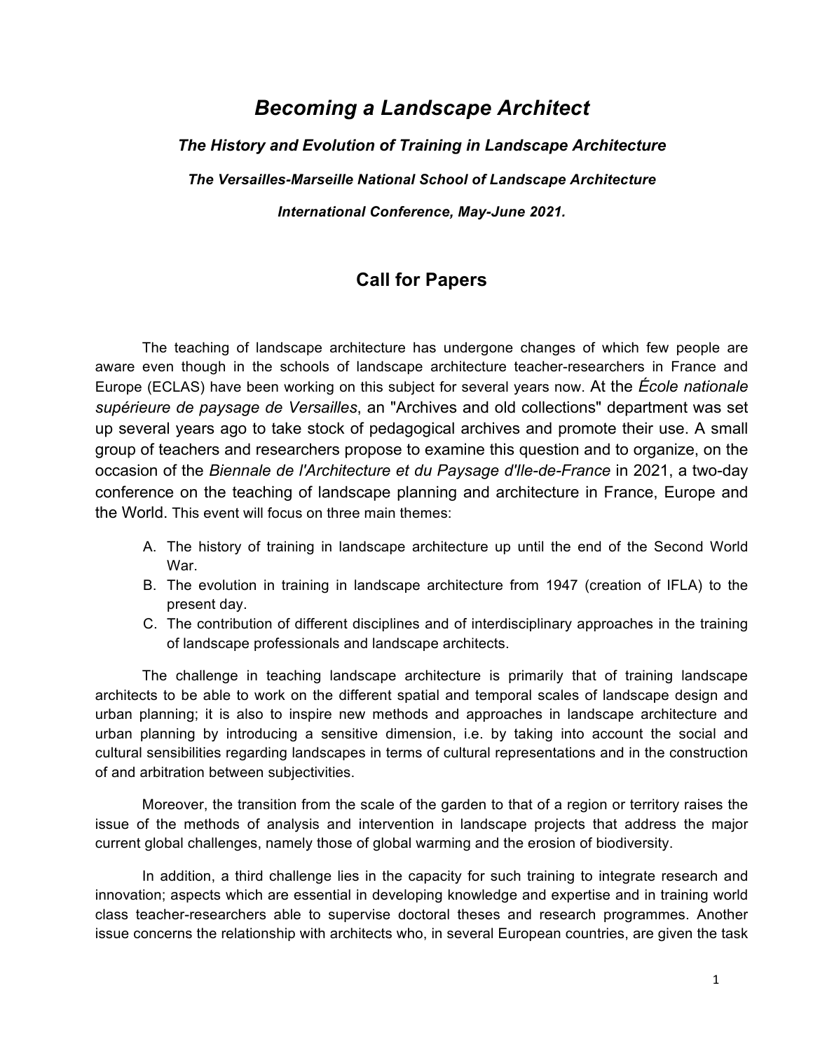# *Becoming a Landscape Architect*

### *The History and Evolution of Training in Landscape Architecture*

### *The Versailles-Marseille National School of Landscape Architecture*

### *International Conference, May-June 2021.*

## Call for Papers

The teaching of landscape architecture has undergone changes of which few people are aware even though in the schools of landscape architecture teacher-researchers in France and Europe (ECLAS) have been working on this subject for several years now. At the *École nationale supérieure de paysage de Versailles*, an "Archives and old collections" department was set up several years ago to take stock of pedagogical archives and promote their use. A small group of teachers and researchers propose to examine this question and to organize, on the occasion of the *Biennale de l'Architecture et du Paysage d'Ile-de-France* in 2021, a two-day conference on the teaching of landscape planning and architecture in France, Europe and the World. This event will focus on three main themes:

A. The history of training in landscape architecture up until the end of the Second World War.
B. The evolution in training in landscape architecture from 1947 (creation of IFLA) to the present day.
C. The contribution of different disciplines and of interdisciplinary approaches in the training of landscape professionals and landscape architects.

The challenge in teaching landscape architecture is primarily that of training landscape architects to be able to work on the different spatial and temporal scales of landscape design and urban planning; it is also to inspire new methods and approaches in landscape architecture and urban planning by introducing a sensitive dimension, i.e. by taking into account the social and cultural sensibilities regarding landscapes in terms of cultural representations and in the construction of and arbitration between subjectivities.

Moreover, the transition from the scale of the garden to that of a region or territory raises the issue of the methods of analysis and intervention in landscape projects that address the major current global challenges, namely those of global warming and the erosion of biodiversity.

In addition, a third challenge lies in the capacity for such training to integrate research and innovation; aspects which are essential in developing knowledge and expertise and in training world class teacher-researchers able to supervise doctoral theses and research programmes. Another issue concerns the relationship with architects who, in several European countries, are given the task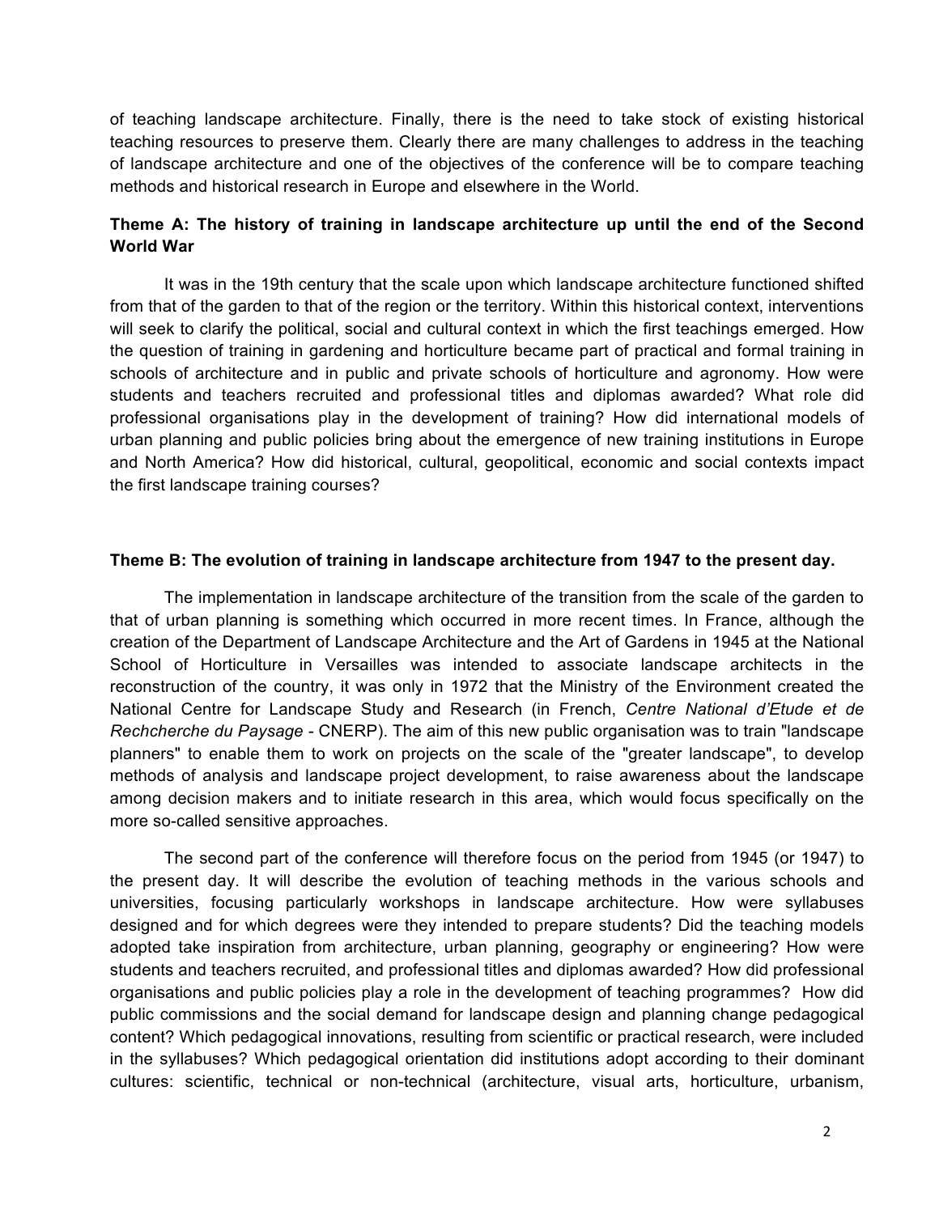of teaching landscape architecture. Finally, there is the need to take stock of existing historical teaching resources to preserve them. Clearly there are many challenges to address in the teaching of landscape architecture and one of the objectives of the conference will be to compare teaching methods and historical research in Europe and elsewhere in the World.

**Theme A: The history of training in landscape architecture up until the end of the Second World War**

It was in the 19th century that the scale upon which landscape architecture functioned shifted from that of the garden to that of the region or the territory. Within this historical context, interventions will seek to clarify the political, social and cultural context in which the first teachings emerged. How the question of training in gardening and horticulture became part of practical and formal training in schools of architecture and in public and private schools of horticulture and agronomy. How were students and teachers recruited and professional titles and diplomas awarded? What role did professional organisations play in the development of training? How did international models of urban planning and public policies bring about the emergence of new training institutions in Europe and North America? How did historical, cultural, geopolitical, economic and social contexts impact the first landscape training courses?

**Theme B: The evolution of training in landscape architecture from 1947 to the present day.**

The implementation in landscape architecture of the transition from the scale of the garden to that of urban planning is something which occurred in more recent times. In France, although the creation of the Department of Landscape Architecture and the Art of Gardens in 1945 at the National School of Horticulture in Versailles was intended to associate landscape architects in the reconstruction of the country, it was only in 1972 that the Ministry of the Environment created the National Centre for Landscape Study and Research (in French, *Centre National d'Etude et de Rechcherche du Paysage* - CNERP). The aim of this new public organisation was to train "landscape planners" to enable them to work on projects on the scale of the "greater landscape", to develop methods of analysis and landscape project development, to raise awareness about the landscape among decision makers and to initiate research in this area, which would focus specifically on the more so-called sensitive approaches.

The second part of the conference will therefore focus on the period from 1945 (or 1947) to the present day. It will describe the evolution of teaching methods in the various schools and universities, focusing particularly workshops in landscape architecture. How were syllabuses designed and for which degrees were they intended to prepare students? Did the teaching models adopted take inspiration from architecture, urban planning, geography or engineering? How were students and teachers recruited, and professional titles and diplomas awarded? How did professional organisations and public policies play a role in the development of teaching programmes? How did public commissions and the social demand for landscape design and planning change pedagogical content? Which pedagogical innovations, resulting from scientific or practical research, were included in the syllabuses? Which pedagogical orientation did institutions adopt according to their dominant cultures: scientific, technical or non-technical (architecture, visual arts, horticulture, urbanism,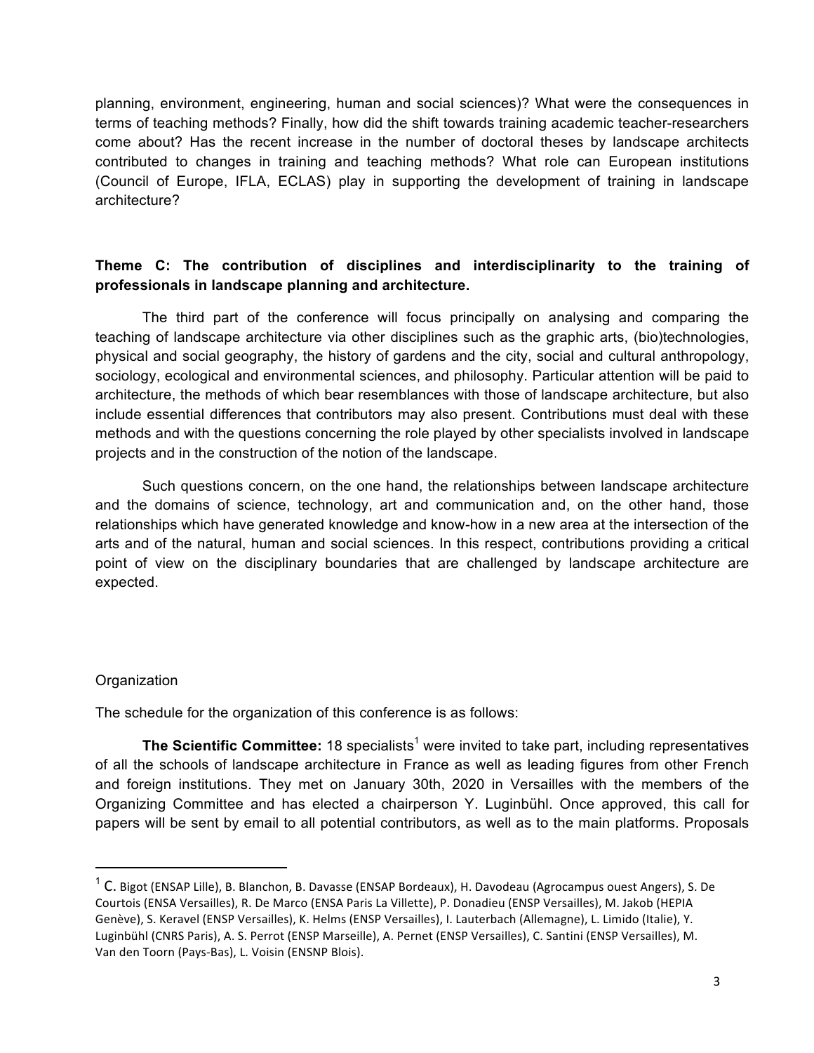planning, environment, engineering, human and social sciences)? What were the consequences in terms of teaching methods? Finally, how did the shift towards training academic teacher-researchers come about? Has the recent increase in the number of doctoral theses by landscape architects contributed to changes in training and teaching methods? What role can European institutions (Council of Europe, IFLA, ECLAS) play in supporting the development of training in landscape architecture?

**Theme C: The contribution of disciplines and interdisciplinarity to the training of professionals in landscape planning and architecture.**

The third part of the conference will focus principally on analysing and comparing the teaching of landscape architecture via other disciplines such as the graphic arts, (bio)technologies, physical and social geography, the history of gardens and the city, social and cultural anthropology, sociology, ecological and environmental sciences, and philosophy. Particular attention will be paid to architecture, the methods of which bear resemblances with those of landscape architecture, but also include essential differences that contributors may also present. Contributions must deal with these methods and with the questions concerning the role played by other specialists involved in landscape projects and in the construction of the notion of the landscape.

Such questions concern, on the one hand, the relationships between landscape architecture and the domains of science, technology, art and communication and, on the other hand, those relationships which have generated knowledge and know-how in a new area at the intersection of the arts and of the natural, human and social sciences. In this respect, contributions providing a critical point of view on the disciplinary boundaries that are challenged by landscape architecture are expected.

Organization

The schedule for the organization of this conference is as follows:

**The Scientific Committee:** 18 specialists[1] were invited to take part, including representatives of all the schools of landscape architecture in France as well as leading figures from other French and foreign institutions. They met on January 30th, 2020 in Versailles with the members of the Organizing Committee and has elected a chairperson Y. Luginbühl. Once approved, this call for papers will be sent by email to all potential contributors, as well as to the main platforms. Proposals

---

[1] C. Bigot (ENSAP Lille), B. Blanchon, B. Davasse (ENSAP Bordeaux), H. Davodeau (Agrocampus ouest Angers), S. De Courtois (ENSA Versailles), R. De Marco (ENSA Paris La Villette), P. Donadieu (ENSP Versailles), M. Jakob (HEPIA Genève), S. Keravel (ENSP Versailles), K. Helms (ENSP Versailles), I. Lauterbach (Allemagne), L. Limido (Italie), Y. Luginbühl (CNRS Paris), A. S. Perrot (ENSP Marseille), A. Pernet (ENSP Versailles), C. Santini (ENSP Versailles), M. Van den Toorn (Pays-Bas), L. Voisin (ENSNP Blois).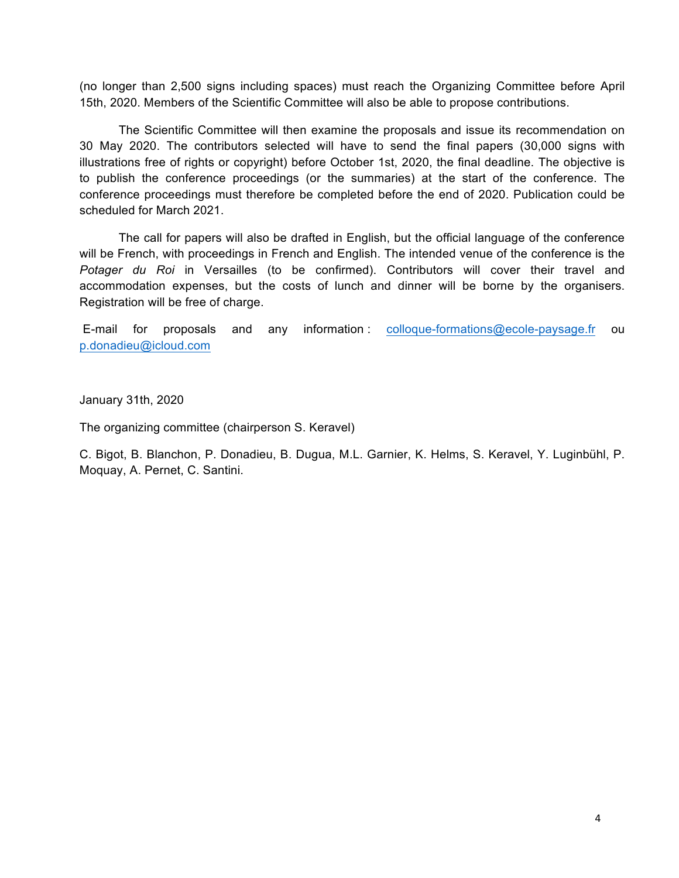(no longer than 2,500 signs including spaces) must reach the Organizing Committee before April 15th, 2020. Members of the Scientific Committee will also be able to propose contributions.

The Scientific Committee will then examine the proposals and issue its recommendation on 30 May 2020. The contributors selected will have to send the final papers (30,000 signs with illustrations free of rights or copyright) before October 1st, 2020, the final deadline. The objective is to publish the conference proceedings (or the summaries) at the start of the conference. The conference proceedings must therefore be completed before the end of 2020. Publication could be scheduled for March 2021.

The call for papers will also be drafted in English, but the official language of the conference will be French, with proceedings in French and English. The intended venue of the conference is the *Potager du Roi* in Versailles (to be confirmed). Contributors will cover their travel and accommodation expenses, but the costs of lunch and dinner will be borne by the organisers. Registration will be free of charge.

E-mail for proposals and any information : colloque-formations@ecole-paysage.fr ou p.donadieu@icloud.com

January 31th, 2020

The organizing committee (chairperson S. Keravel)

C. Bigot, B. Blanchon, P. Donadieu, B. Dugua, M.L. Garnier, K. Helms, S. Keravel, Y. Luginbühl, P. Moquay, A. Pernet, C. Santini.